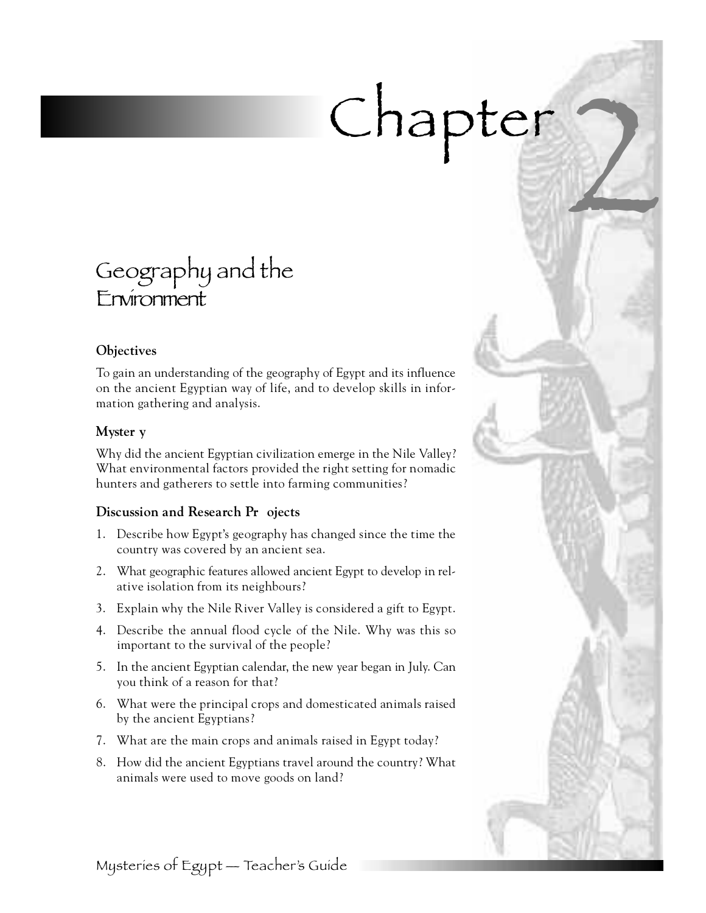# Chapter 2

## Geography and the Environment

### Objectives

To gain an understanding of the geography of Egypt and its influence on the ancient Egyptian way of life, and to develop skills in information gathering and analysis.

### Myster y

Why did the ancient Egyptian civilization emerge in the Nile Valley? What environmental factors provided the right setting for nomadic hunters and gatherers to settle into farming communities?

### Discussion and Research Pr ojects

1. Describe how Egypt's geography has changed since the time the country was covered by an ancient sea.
2. What geographic features allowed ancient Egypt to develop in relative isolation from its neighbours?
3. Explain why the Nile River Valley is considered a gift to Egypt.
4. Describe the annual flood cycle of the Nile. Why was this so important to the survival of the people?
5. In the ancient Egyptian calendar, the new year began in July. Can you think of a reason for that?
6. What were the principal crops and domesticated animals raised by the ancient Egyptians?
7. What are the main crops and animals raised in Egypt today?
8. How did the ancient Egyptians travel around the country? What animals were used to move goods on land?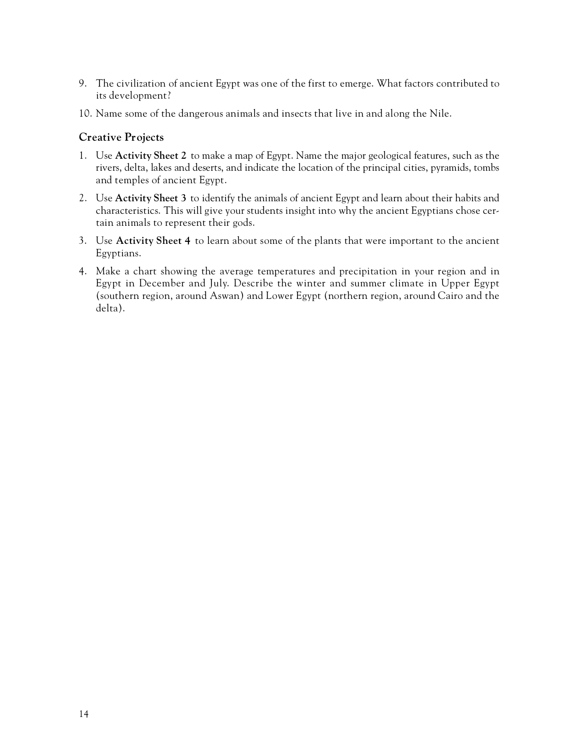9. The civilization of ancient Egypt was one of the first to emerge. What factors contributed to its development?

10. Name some of the dangerous animals and insects that live in and along the Nile.

### Creative Projects

1. Use **Activity Sheet 2** to make a map of Egypt. Name the major geological features, such as the rivers, delta, lakes and deserts, and indicate the location of the principal cities, pyramids, tombs and temples of ancient Egypt.

2. Use **Activity Sheet 3** to identify the animals of ancient Egypt and learn about their habits and characteristics. This will give your students insight into why the ancient Egyptians chose certain animals to represent their gods.

3. Use **Activity Sheet 4** to learn about some of the plants that were important to the ancient Egyptians.

4. Make a chart showing the average temperatures and precipitation in your region and in Egypt in December and July. Describe the winter and summer climate in Upper Egypt (southern region, around Aswan) and Lower Egypt (northern region, around Cairo and the delta).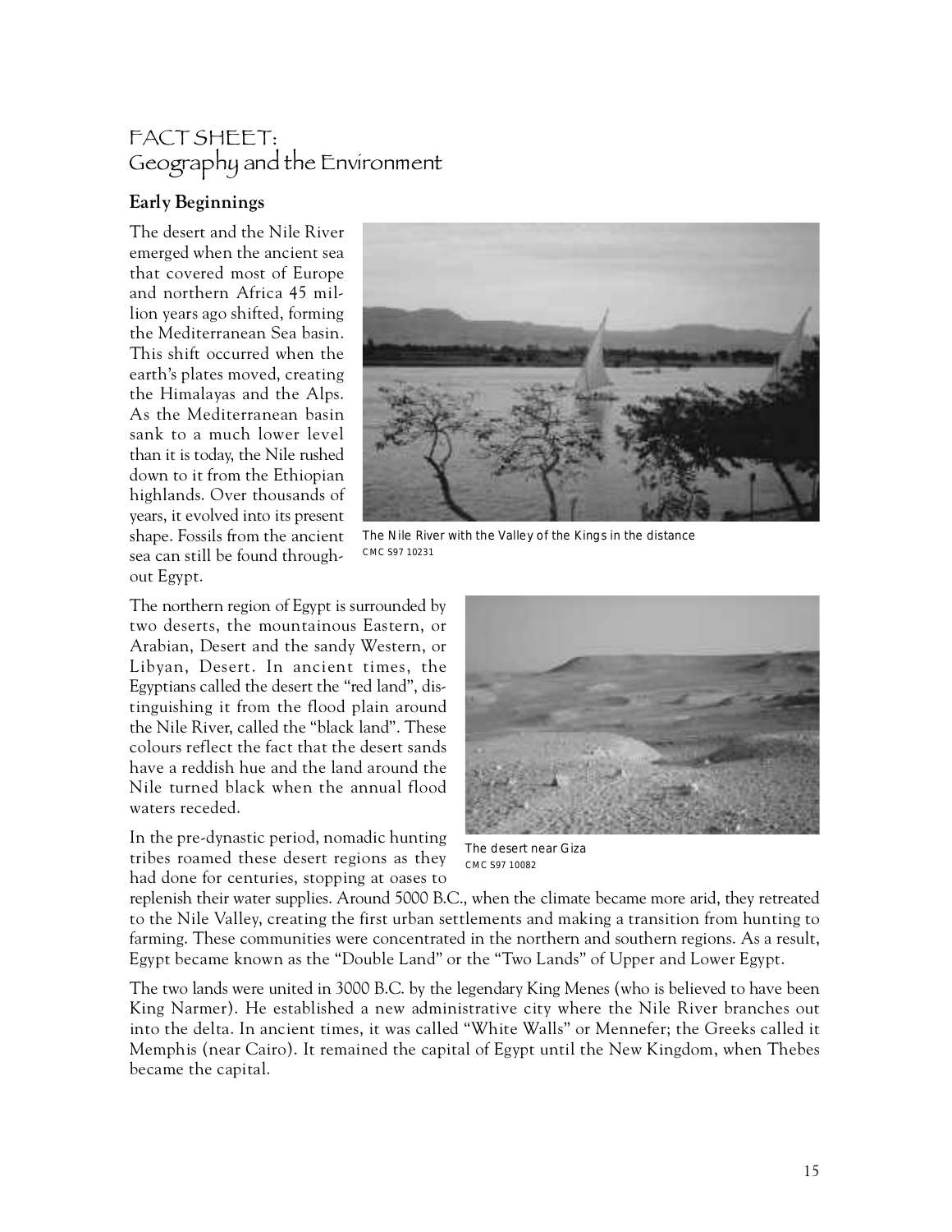# FACT SHEET: Geography and the Environment

## Early Beginnings

The desert and the Nile River emerged when the ancient sea that covered most of Europe and northern Africa 45 million years ago shifted, forming the Mediterranean Sea basin. This shift occurred when the earth's plates moved, creating the Himalayas and the Alps. As the Mediterranean basin sank to a much lower level than it is today, the Nile rushed down to it from the Ethiopian highlands. Over thousands of years, it evolved into its present shape. Fossils from the ancient sea can still be found throughout Egypt.

The Nile River with the Valley of the Kings in the distance
CMC S97 10231

The northern region of Egypt is surrounded by two deserts, the mountainous Eastern, or Arabian, Desert and the sandy Western, or Libyan, Desert. In ancient times, the Egyptians called the desert the "red land", distinguishing it from the flood plain around the Nile River, called the "black land". These colours reflect the fact that the desert sands have a reddish hue and the land around the Nile turned black when the annual flood waters receded.

The desert near Giza
CMC S97 10082

In the pre-dynastic period, nomadic hunting tribes roamed these desert regions as they had done for centuries, stopping at oases to replenish their water supplies. Around 5000 B.C., when the climate became more arid, they retreated to the Nile Valley, creating the first urban settlements and making a transition from hunting to farming. These communities were concentrated in the northern and southern regions. As a result, Egypt became known as the "Double Land" or the "Two Lands" of Upper and Lower Egypt.

The two lands were united in 3000 B.C. by the legendary King Menes (who is believed to have been King Narmer). He established a new administrative city where the Nile River branches out into the delta. In ancient times, it was called "White Walls" or Mennefer; the Greeks called it Memphis (near Cairo). It remained the capital of Egypt until the New Kingdom, when Thebes became the capital.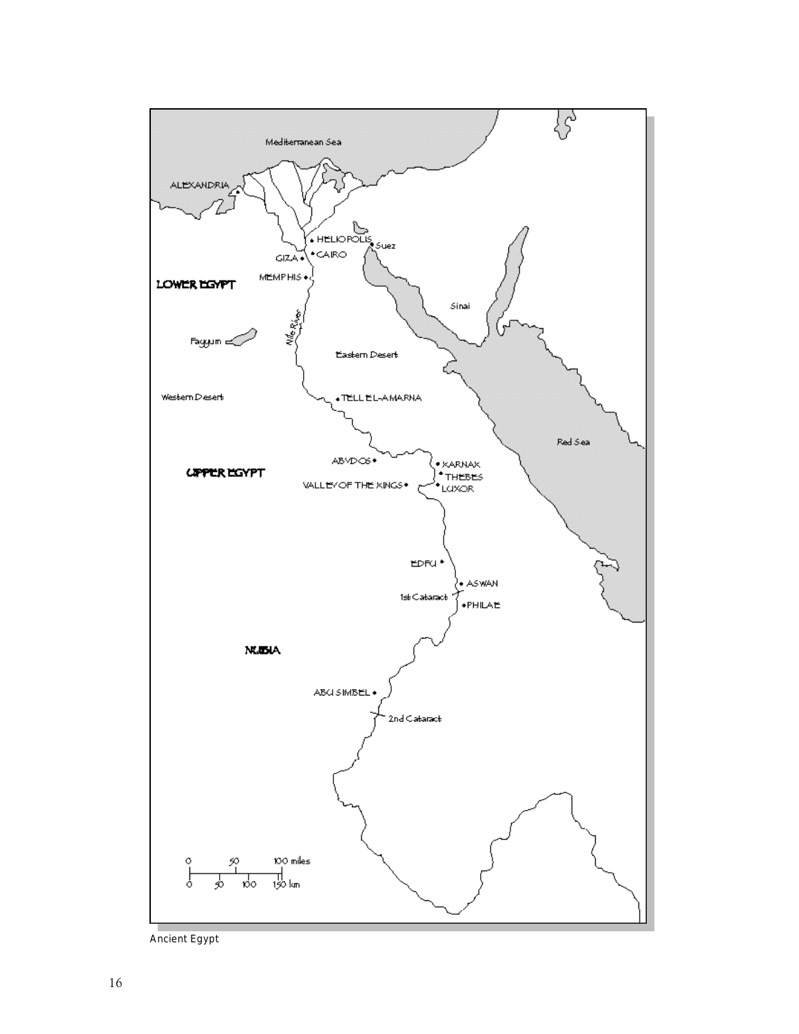Ancient Egypt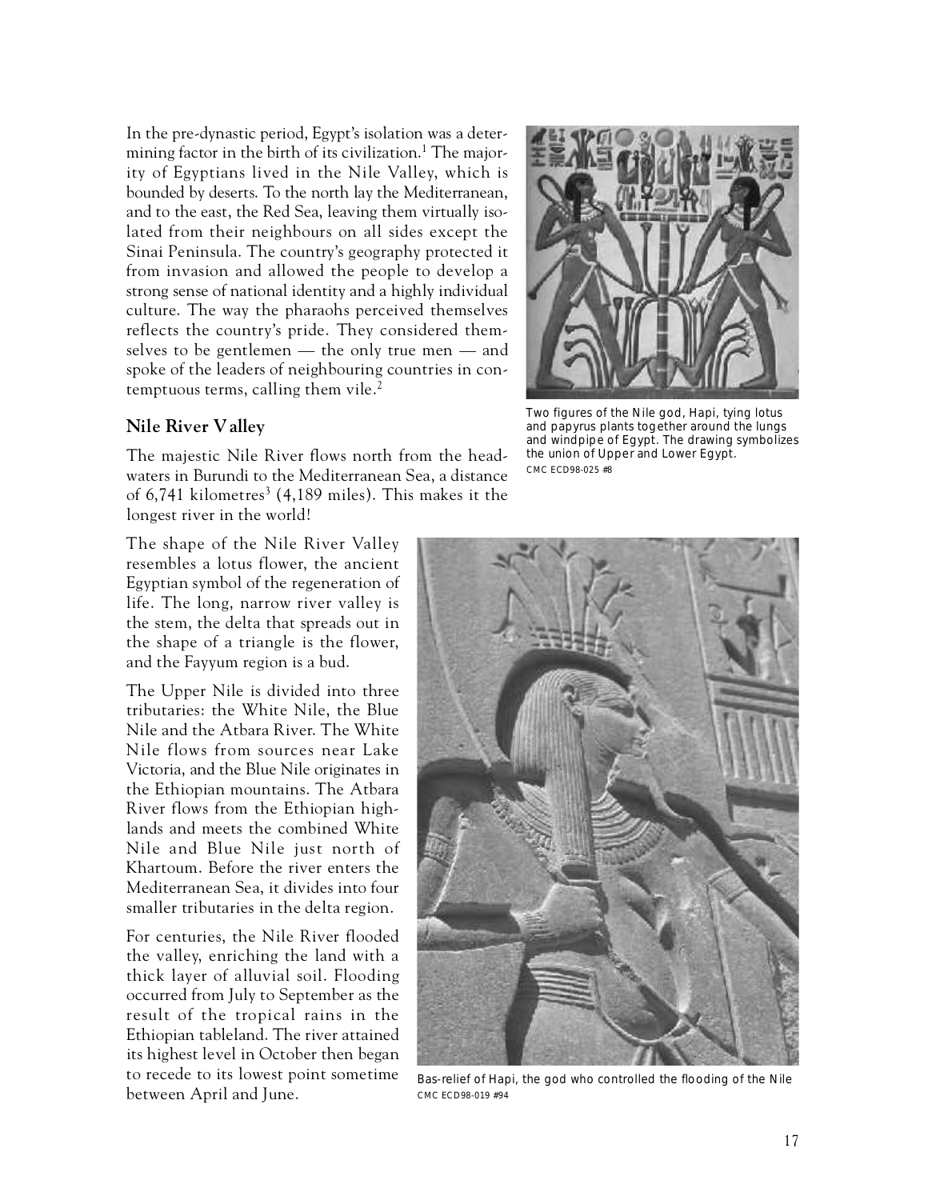In the pre-dynastic period, Egypt's isolation was a determining factor in the birth of its civilization.[1] The majority of Egyptians lived in the Nile Valley, which is bounded by deserts. To the north lay the Mediterranean, and to the east, the Red Sea, leaving them virtually isolated from their neighbours on all sides except the Sinai Peninsula. The country's geography protected it from invasion and allowed the people to develop a strong sense of national identity and a highly individual culture. The way the pharaohs perceived themselves reflects the country's pride. They considered themselves to be gentlemen — the only true men — and spoke of the leaders of neighbouring countries in contemptuous terms, calling them vile.[2]

Two figures of the Nile god, Hapi, tying lotus and papyrus plants together around the lungs and windpipe of Egypt. The drawing symbolizes the union of Upper and Lower Egypt.
CMC ECD98-025 #8

## Nile River Valley

The majestic Nile River flows north from the headwaters in Burundi to the Mediterranean Sea, a distance of 6,741 kilometres[3] (4,189 miles). This makes it the longest river in the world!

The shape of the Nile River Valley resembles a lotus flower, the ancient Egyptian symbol of the regeneration of life. The long, narrow river valley is the stem, the delta that spreads out in the shape of a triangle is the flower, and the Fayyum region is a bud.

The Upper Nile is divided into three tributaries: the White Nile, the Blue Nile and the Atbara River. The White Nile flows from sources near Lake Victoria, and the Blue Nile originates in the Ethiopian mountains. The Atbara River flows from the Ethiopian highlands and meets the combined White Nile and Blue Nile just north of Khartoum. Before the river enters the Mediterranean Sea, it divides into four smaller tributaries in the delta region.

For centuries, the Nile River flooded the valley, enriching the land with a thick layer of alluvial soil. Flooding occurred from July to September as the result of the tropical rains in the Ethiopian tableland. The river attained its highest level in October then began to recede to its lowest point sometime between April and June.

Bas-relief of Hapi, the god who controlled the flooding of the Nile
CMC ECD98-019 #94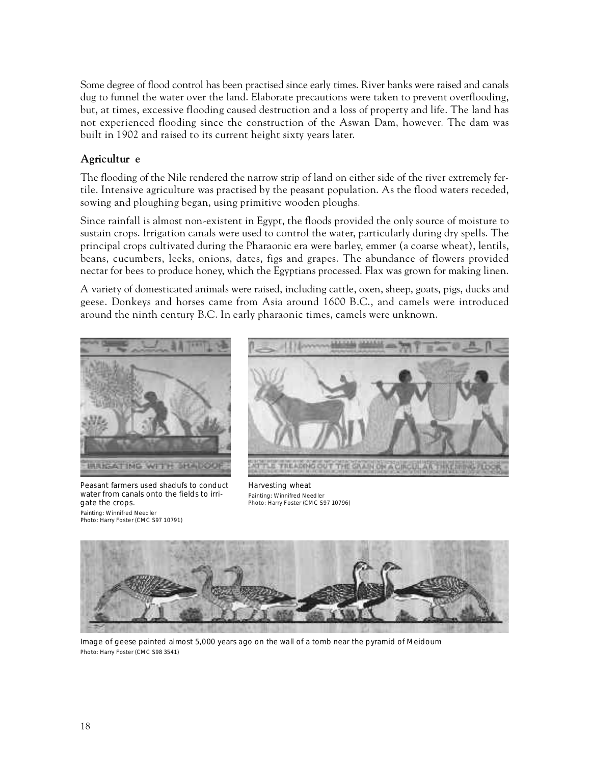Some degree of flood control has been practised since early times. River banks were raised and canals dug to funnel the water over the land. Elaborate precautions were taken to prevent overflooding, but, at times, excessive flooding caused destruction and a loss of property and life. The land has not experienced flooding since the construction of the Aswan Dam, however. The dam was built in 1902 and raised to its current height sixty years later.

## Agriculture

The flooding of the Nile rendered the narrow strip of land on either side of the river extremely fertile. Intensive agriculture was practised by the peasant population. As the flood waters receded, sowing and ploughing began, using primitive wooden ploughs.

Since rainfall is almost non-existent in Egypt, the floods provided the only source of moisture to sustain crops. Irrigation canals were used to control the water, particularly during dry spells. The principal crops cultivated during the Pharaonic era were barley, emmer (a coarse wheat), lentils, beans, cucumbers, leeks, onions, dates, figs and grapes. The abundance of flowers provided nectar for bees to produce honey, which the Egyptians processed. Flax was grown for making linen.

A variety of domesticated animals were raised, including cattle, oxen, sheep, goats, pigs, ducks and geese. Donkeys and horses came from Asia around 1600 B.C., and camels were introduced around the ninth century B.C. In early pharaonic times, camels were unknown.

Peasant farmers used shadufs to conduct water from canals onto the fields to irrigate the crops.
Painting: Winnifred Needler
Photo: Harry Foster (CMC S97 10791)

Harvesting wheat
Painting: Winnifred Needler
Photo: Harry Foster (CMC S97 10796)

Image of geese painted almost 5,000 years ago on the wall of a tomb near the pyramid of Meidoum
Photo: Harry Foster (CMC S98 3541)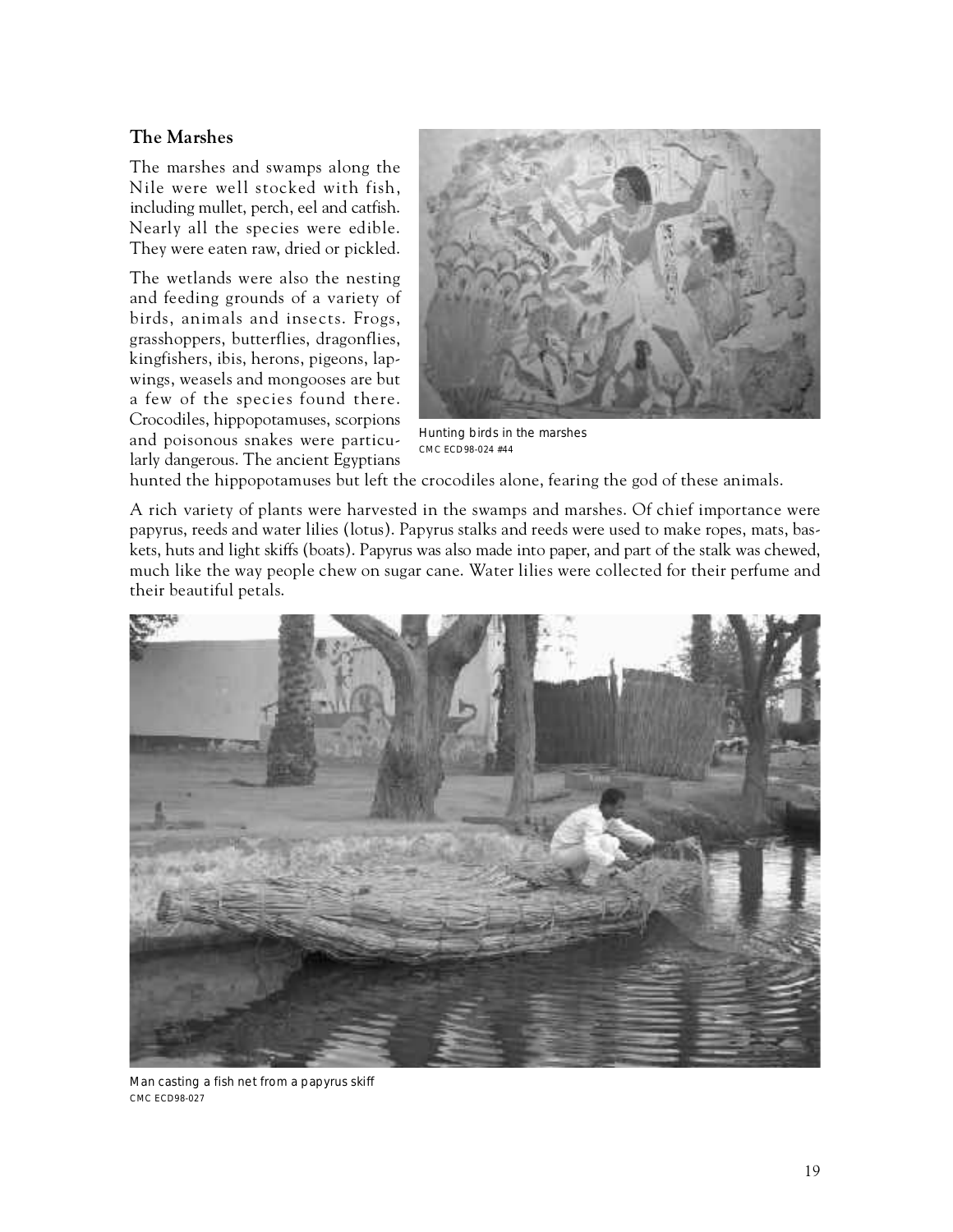## The Marshes

The marshes and swamps along the Nile were well stocked with fish, including mullet, perch, eel and catfish. Nearly all the species were edible. They were eaten raw, dried or pickled.

The wetlands were also the nesting and feeding grounds of a variety of birds, animals and insects. Frogs, grasshoppers, butterflies, dragonflies, kingfishers, ibis, herons, pigeons, lapwings, weasels and mongooses are but a few of the species found there. Crocodiles, hippopotamuses, scorpions and poisonous snakes were particularly dangerous. The ancient Egyptians hunted the hippopotamuses but left the crocodiles alone, fearing the god of these animals.

Hunting birds in the marshes
CMC ECD98-024 #44

A rich variety of plants were harvested in the swamps and marshes. Of chief importance were papyrus, reeds and water lilies (lotus). Papyrus stalks and reeds were used to make ropes, mats, baskets, huts and light skiffs (boats). Papyrus was also made into paper, and part of the stalk was chewed, much like the way people chew on sugar cane. Water lilies were collected for their perfume and their beautiful petals.

Man casting a fish net from a papyrus skiff
CMC ECD98-027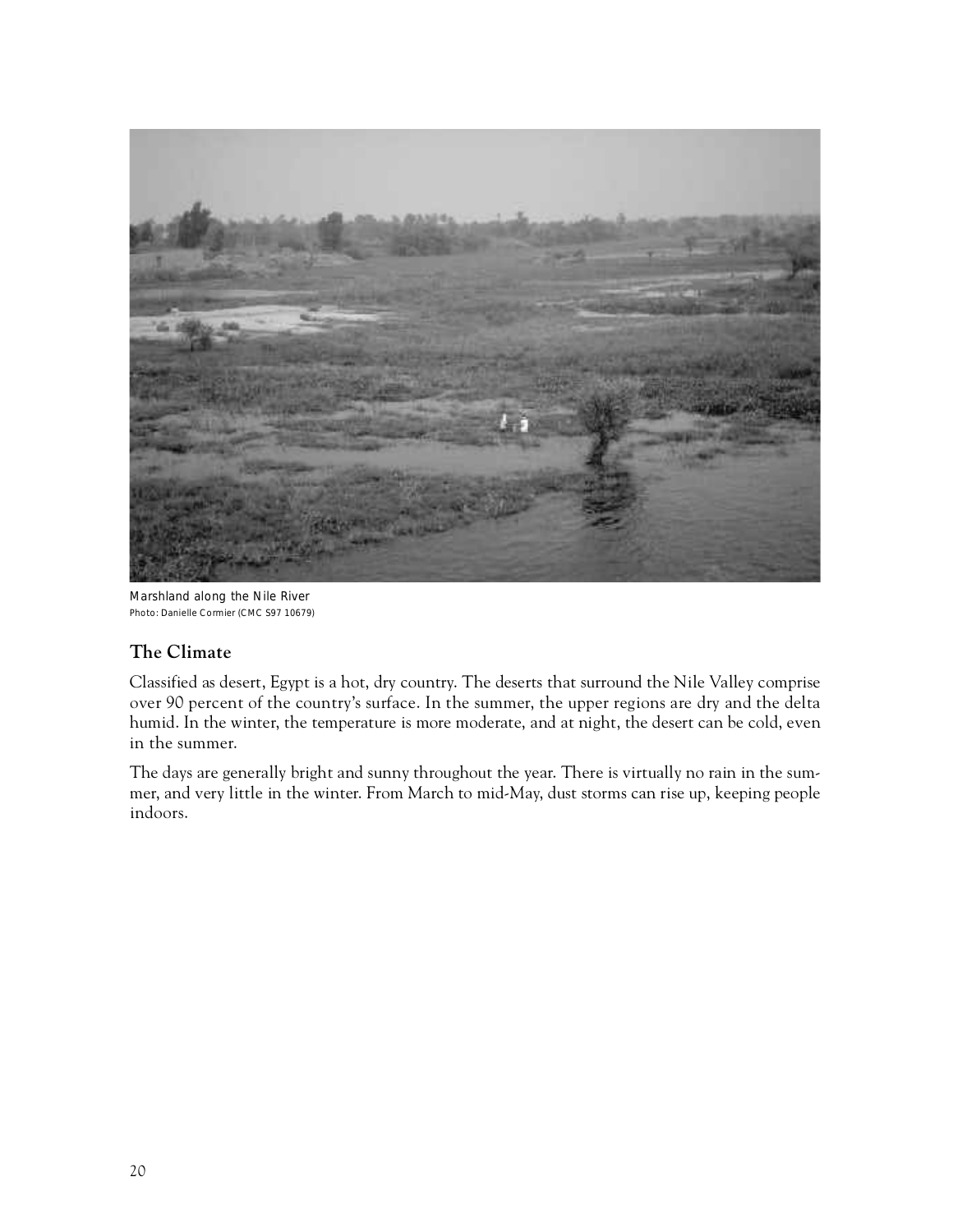Marshland along the Nile River
Photo: Danielle Cormier (CMC S97 10679)

## The Climate

Classified as desert, Egypt is a hot, dry country. The deserts that surround the Nile Valley comprise over 90 percent of the country's surface. In the summer, the upper regions are dry and the delta humid. In the winter, the temperature is more moderate, and at night, the desert can be cold, even in the summer.

The days are generally bright and sunny throughout the year. There is virtually no rain in the summer, and very little in the winter. From March to mid-May, dust storms can rise up, keeping people indoors.